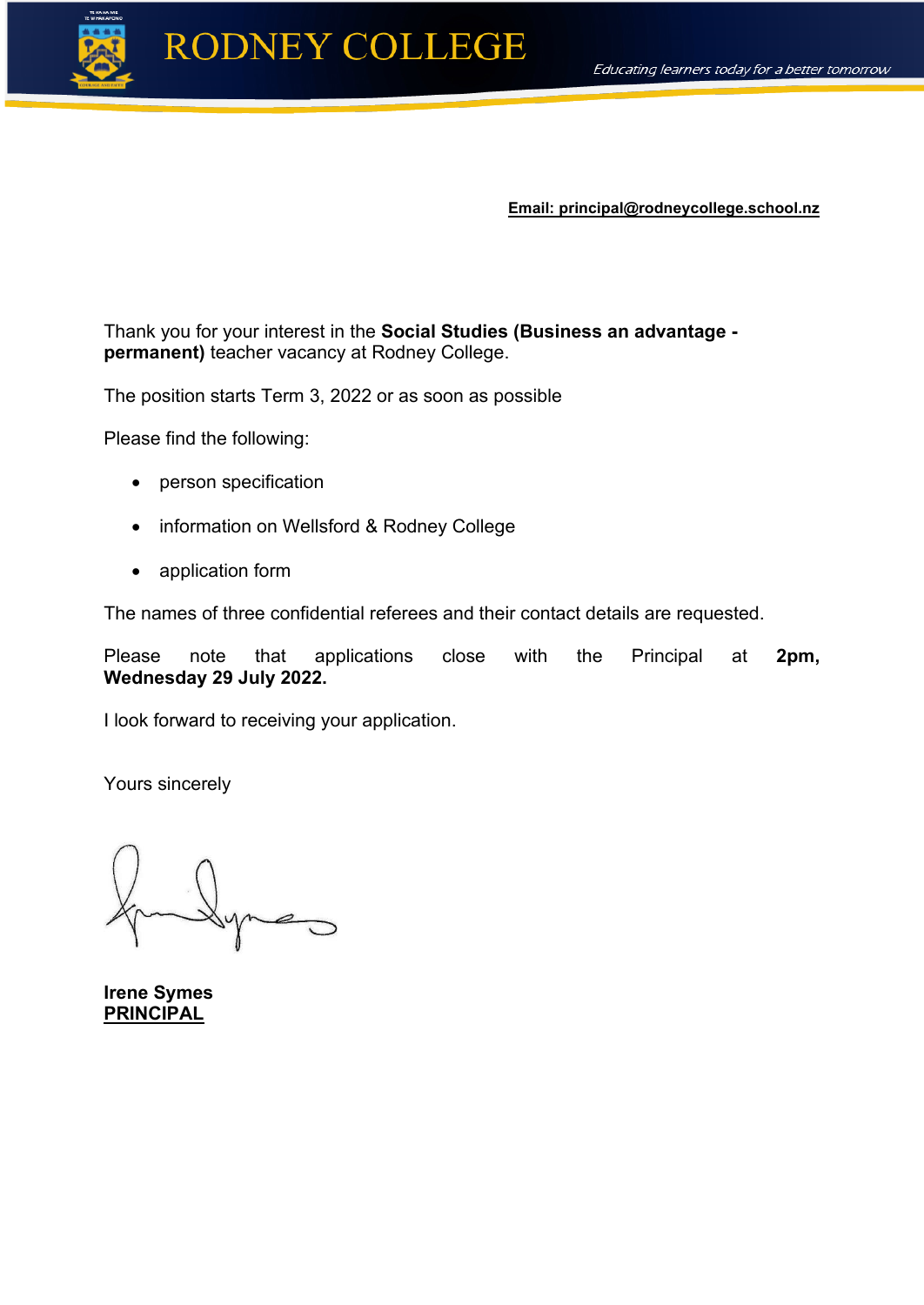# RODNEY COLLEGE

*Educating learners today for a better tomorrow*

**Email: principal@rodneycollege.school.nz**

Thank you for your interest in the **Social Studies (Business an advantage - permanent)** teacher vacancy at Rodney College.

The position starts Term 3, 2022 or as soon as possible

Please find the following:

- person specification
- information on Wellsford & Rodney College
- application form

The names of three confidential referees and their contact details are requested.

Please note that applications close with the Principal at **2pm, Wednesday 29 July 2022.**

I look forward to receiving your application.

Yours sincerely

**Irene Symes**
**PRINCIPAL**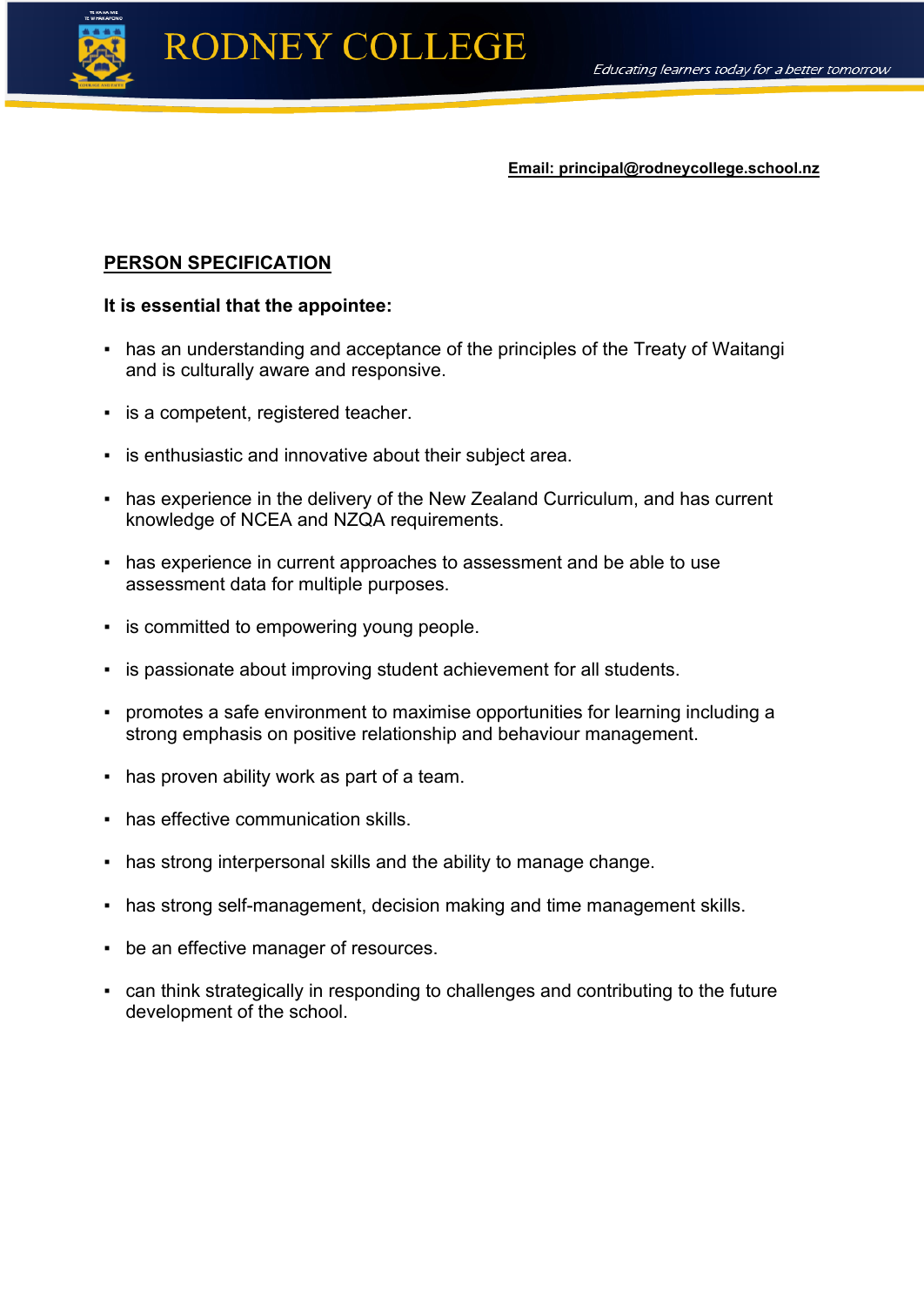**Email: principal@rodneycollege.school.nz**

## PERSON SPECIFICATION

**It is essential that the appointee:**

- has an understanding and acceptance of the principles of the Treaty of Waitangi and is culturally aware and responsive.
- is a competent, registered teacher.
- is enthusiastic and innovative about their subject area.
- has experience in the delivery of the New Zealand Curriculum, and has current knowledge of NCEA and NZQA requirements.
- has experience in current approaches to assessment and be able to use assessment data for multiple purposes.
- is committed to empowering young people.
- is passionate about improving student achievement for all students.
- promotes a safe environment to maximise opportunities for learning including a strong emphasis on positive relationship and behaviour management.
- has proven ability work as part of a team.
- has effective communication skills.
- has strong interpersonal skills and the ability to manage change.
- has strong self-management, decision making and time management skills.
- be an effective manager of resources.
- can think strategically in responding to challenges and contributing to the future development of the school.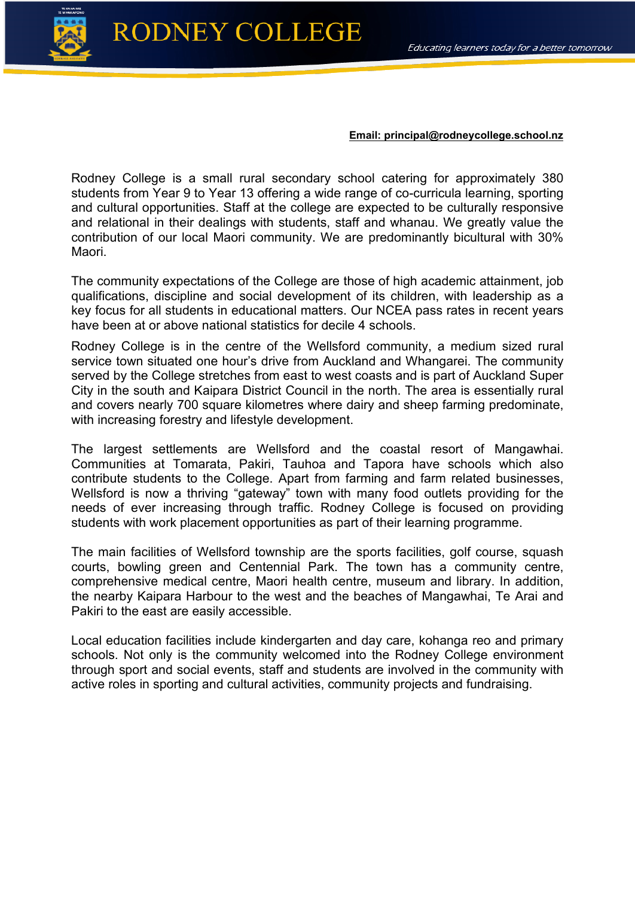**Email: principal@rodneycollege.school.nz**

Rodney College is a small rural secondary school catering for approximately 380 students from Year 9 to Year 13 offering a wide range of co-curricula learning, sporting and cultural opportunities. Staff at the college are expected to be culturally responsive and relational in their dealings with students, staff and whanau. We greatly value the contribution of our local Maori community. We are predominantly bicultural with 30% Maori.

The community expectations of the College are those of high academic attainment, job qualifications, discipline and social development of its children, with leadership as a key focus for all students in educational matters. Our NCEA pass rates in recent years have been at or above national statistics for decile 4 schools.

Rodney College is in the centre of the Wellsford community, a medium sized rural service town situated one hour's drive from Auckland and Whangarei. The community served by the College stretches from east to west coasts and is part of Auckland Super City in the south and Kaipara District Council in the north. The area is essentially rural and covers nearly 700 square kilometres where dairy and sheep farming predominate, with increasing forestry and lifestyle development.

The largest settlements are Wellsford and the coastal resort of Mangawhai. Communities at Tomarata, Pakiri, Tauhoa and Tapora have schools which also contribute students to the College. Apart from farming and farm related businesses, Wellsford is now a thriving "gateway" town with many food outlets providing for the needs of ever increasing through traffic. Rodney College is focused on providing students with work placement opportunities as part of their learning programme.

The main facilities of Wellsford township are the sports facilities, golf course, squash courts, bowling green and Centennial Park. The town has a community centre, comprehensive medical centre, Maori health centre, museum and library. In addition, the nearby Kaipara Harbour to the west and the beaches of Mangawhai, Te Arai and Pakiri to the east are easily accessible.

Local education facilities include kindergarten and day care, kohanga reo and primary schools. Not only is the community welcomed into the Rodney College environment through sport and social events, staff and students are involved in the community with active roles in sporting and cultural activities, community projects and fundraising.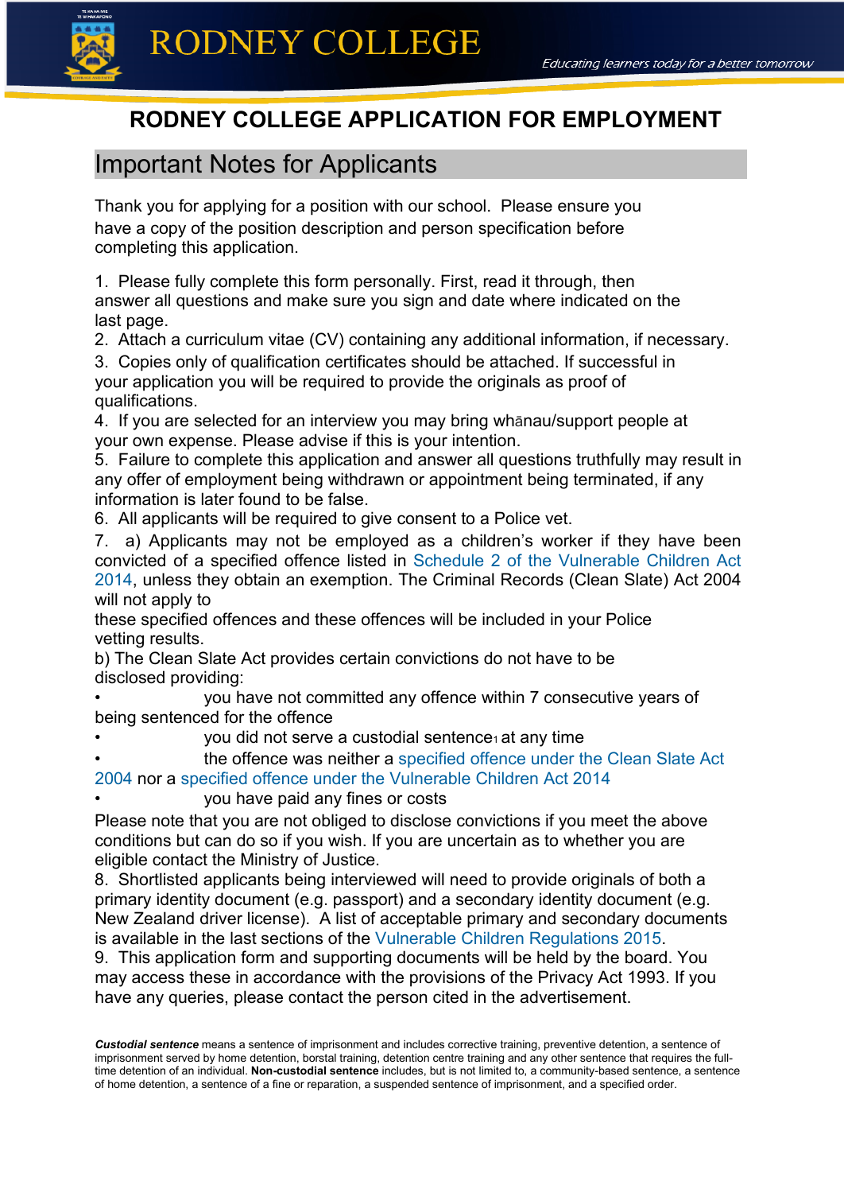RODNEY COLLEGE

*Educating learners today for a better tomorrow*

# RODNEY COLLEGE APPLICATION FOR EMPLOYMENT

## Important Notes for Applicants

Thank you for applying for a position with our school. Please ensure you have a copy of the position description and person specification before completing this application.

1. Please fully complete this form personally. First, read it through, then answer all questions and make sure you sign and date where indicated on the last page.
2. Attach a curriculum vitae (CV) containing any additional information, if necessary.
3. Copies only of qualification certificates should be attached. If successful in your application you will be required to provide the originals as proof of qualifications.
4. If you are selected for an interview you may bring whānau/support people at your own expense. Please advise if this is your intention.
5. Failure to complete this application and answer all questions truthfully may result in any offer of employment being withdrawn or appointment being terminated, if any information is later found to be false.
6. All applicants will be required to give consent to a Police vet.
7. a) Applicants may not be employed as a children's worker if they have been convicted of a specified offence listed in Schedule 2 of the Vulnerable Children Act 2014, unless they obtain an exemption. The Criminal Records (Clean Slate) Act 2004 will not apply to these specified offences and these offences will be included in your Police vetting results.

   b) The Clean Slate Act provides certain convictions do not have to be disclosed providing:

   - you have not committed any offence within 7 consecutive years of being sentenced for the offence
   - you did not serve a custodial sentence[1] at any time
   - the offence was neither a specified offence under the Clean Slate Act 2004 nor a specified offence under the Vulnerable Children Act 2014
   - you have paid any fines or costs

   Please note that you are not obliged to disclose convictions if you meet the above conditions but can do so if you wish. If you are uncertain as to whether you are eligible contact the Ministry of Justice.
8. Shortlisted applicants being interviewed will need to provide originals of both a primary identity document (e.g. passport) and a secondary identity document (e.g. New Zealand driver license). A list of acceptable primary and secondary documents is available in the last sections of the Vulnerable Children Regulations 2015.
9. This application form and supporting documents will be held by the board. You may access these in accordance with the provisions of the Privacy Act 1993. If you have any queries, please contact the person cited in the advertisement.

***Custodial sentence*** means a sentence of imprisonment and includes corrective training, preventive detention, a sentence of imprisonment served by home detention, borstal training, detention centre training and any other sentence that requires the full-time detention of an individual. **Non-custodial sentence** includes, but is not limited to, a community-based sentence, a sentence of home detention, a sentence of a fine or reparation, a suspended sentence of imprisonment, and a specified order.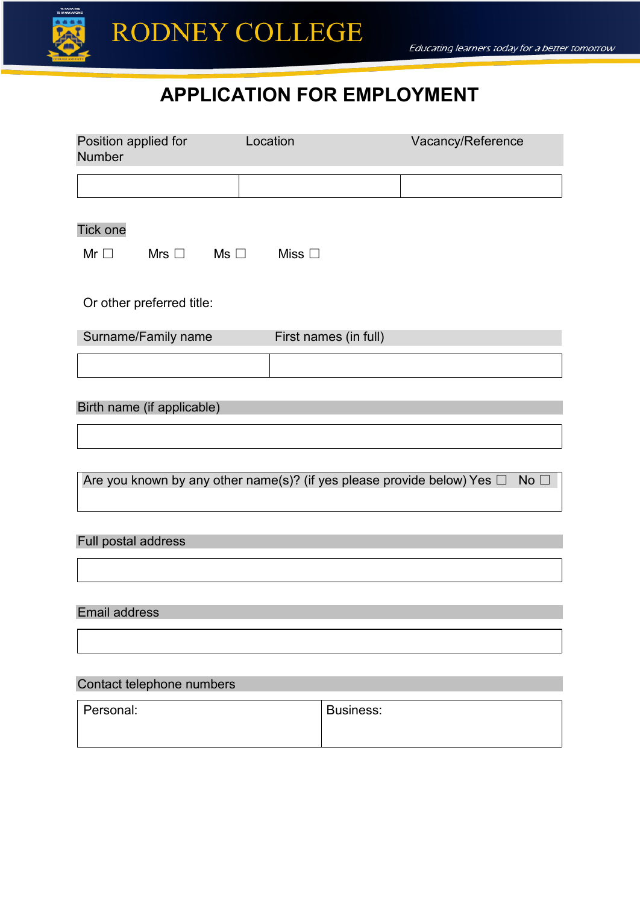RODNEY COLLEGE

*Educating learners today for a better tomorrow*

# APPLICATION FOR EMPLOYMENT

| Position applied for | Location | Vacancy/Reference Number |
|---|---|---|
| | | |

Tick one

Mr ☐ Mrs ☐ Ms ☐ Miss ☐

Or other preferred title:

| Surname/Family name | First names (in full) |
|---|---|
| | |

Birth name (if applicable)

Are you known by any other name(s)? (if yes please provide below) Yes ☐ No ☐

Full postal address

Email address

Contact telephone numbers

| Personal: | Business: |
|---|---|
| | |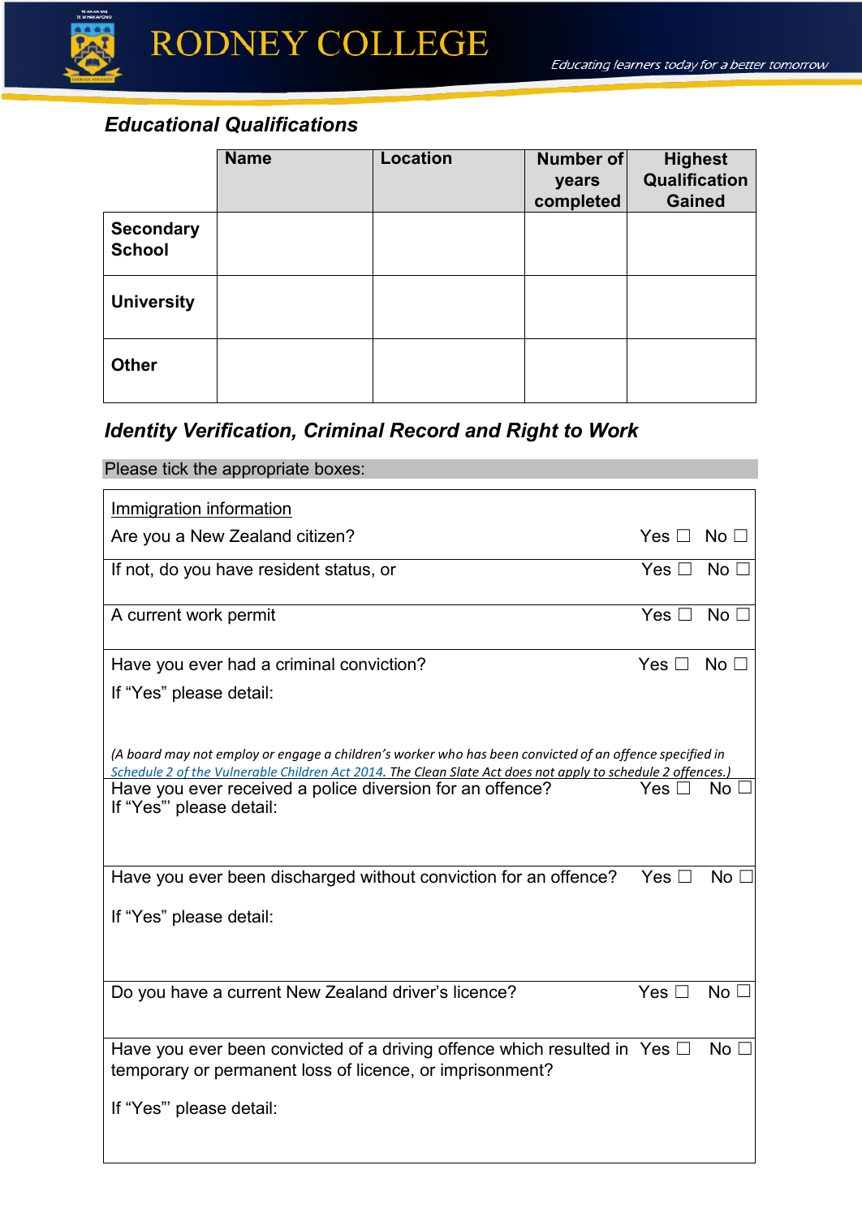## Educational Qualifications

| | Name | Location | Number of years completed | Highest Qualification Gained |
|---|---|---|---|---|
| **Secondary School** | | | | |
| **University** | | | | |
| **Other** | | | | |

## Identity Verification, Criminal Record and Right to Work

Please tick the appropriate boxes:

| | |
|---|---|
| Immigration information<br>Are you a New Zealand citizen? | Yes ☐ No ☐ |
| If not, do you have resident status, or | Yes ☐ No ☐ |
| A current work permit | Yes ☐ No ☐ |
| Have you ever had a criminal conviction?<br>If "Yes" please detail:<br><br>*(A board may not employ or engage a children's worker who has been convicted of an offence specified in Schedule 2 of the Vulnerable Children Act 2014. The Clean Slate Act does not apply to schedule 2 offences.)* | Yes ☐ No ☐ |
| Have you ever received a police diversion for an offence?<br>If "Yes"' please detail: | Yes ☐ No ☐ |
| Have you ever been discharged without conviction for an offence?<br><br>If "Yes" please detail: | Yes ☐ No ☐ |
| Do you have a current New Zealand driver's licence? | Yes ☐ No ☐ |
| Have you ever been convicted of a driving offence which resulted in temporary or permanent loss of licence, or imprisonment?<br><br>If "Yes"' please detail: | Yes ☐ No ☐ |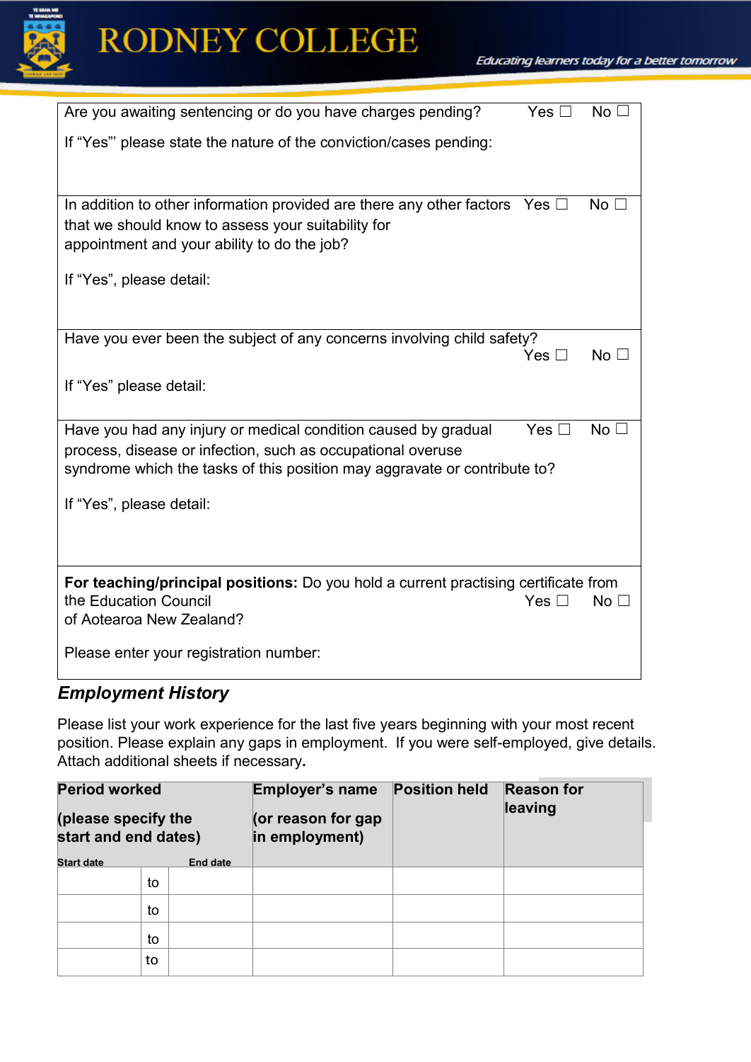| | |
|---|---|
| Are you awaiting sentencing or do you have charges pending?<br><br>If "Yes"' please state the nature of the conviction/cases pending: | Yes ☐ No ☐ |
| In addition to other information provided are there any other factors that we should know to assess your suitability for appointment and your ability to do the job?<br><br>If "Yes", please detail: | Yes ☐ No ☐ |
| Have you ever been the subject of any concerns involving child safety?<br><br>If "Yes" please detail: | Yes ☐ No ☐ |
| Have you had any injury or medical condition caused by gradual process, disease or infection, such as occupational overuse syndrome which the tasks of this position may aggravate or contribute to?<br><br>If "Yes", please detail: | Yes ☐ No ☐ |
| **For teaching/principal positions:** Do you hold a current practising certificate from the Education Council of Aotearoa New Zealand?<br><br>Please enter your registration number: | Yes ☐ No ☐ |

### *Employment History*

Please list your work experience for the last five years beginning with your most recent position. Please explain any gaps in employment. If you were self-employed, give details. Attach additional sheets if necessary.

| **Period worked (please specify the start and end dates)** | | | **Employer's name (or reason for gap in employment)** | **Position held** | **Reason for leaving** |
|---|---|---|---|---|---|
| **Start date** | | **End date** | | | |
| | to | | | | |
| | to | | | | |
| | to | | | | |
| | to | | | | |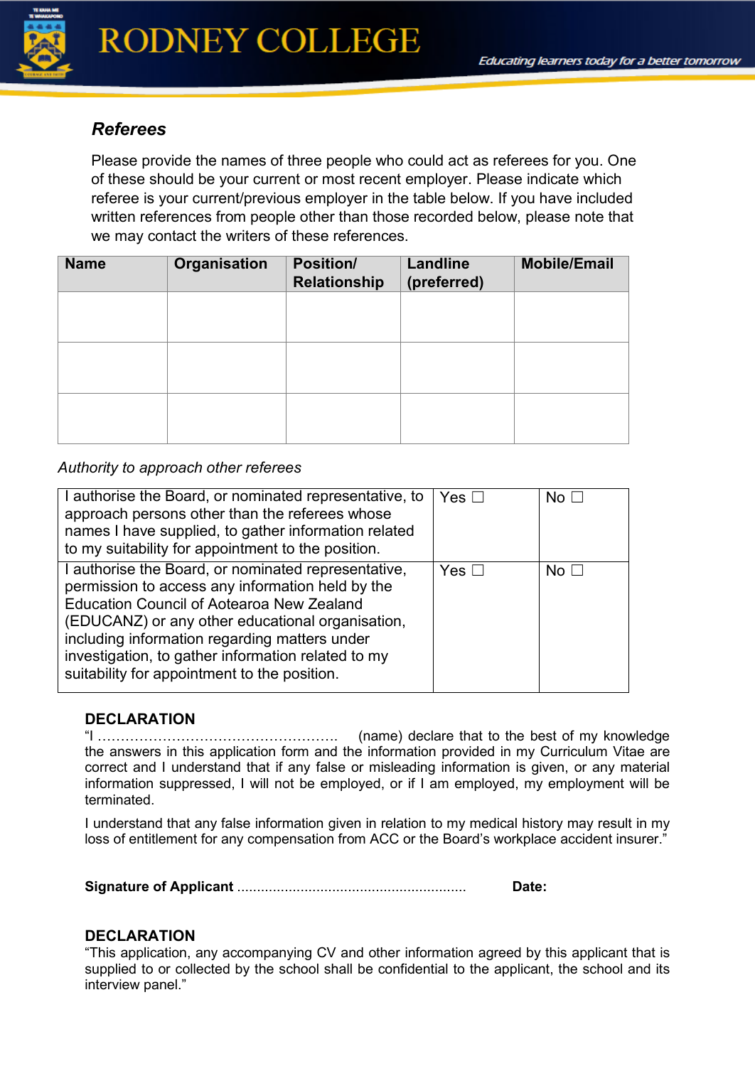### *Referees*

Please provide the names of three people who could act as referees for you. One of these should be your current or most recent employer. Please indicate which referee is your current/previous employer in the table below. If you have included written references from people other than those recorded below, please note that we may contact the writers of these references.

| Name | Organisation | Position/ Relationship | Landline (preferred) | Mobile/Email |
|---|---|---|---|---|
| | | | | |
| | | | | |
| | | | | |

*Authority to approach other referees*

| | | |
|---|---|---|
| I authorise the Board, or nominated representative, to approach persons other than the referees whose names I have supplied, to gather information related to my suitability for appointment to the position. | Yes ☐ | No ☐ |
| I authorise the Board, or nominated representative, permission to access any information held by the Education Council of Aotearoa New Zealand (EDUCANZ) or any other educational organisation, including information regarding matters under investigation, to gather information related to my suitability for appointment to the position. | Yes ☐ | No ☐ |

**DECLARATION**

"I ……………………………………………. (name) declare that to the best of my knowledge the answers in this application form and the information provided in my Curriculum Vitae are correct and I understand that if any false or misleading information is given, or any material information suppressed, I will not be employed, or if I am employed, my employment will be terminated.

I understand that any false information given in relation to my medical history may result in my loss of entitlement for any compensation from ACC or the Board's workplace accident insurer."

**Signature of Applicant** ........................................................... **Date:**

**DECLARATION**

"This application, any accompanying CV and other information agreed by this applicant that is supplied to or collected by the school shall be confidential to the applicant, the school and its interview panel."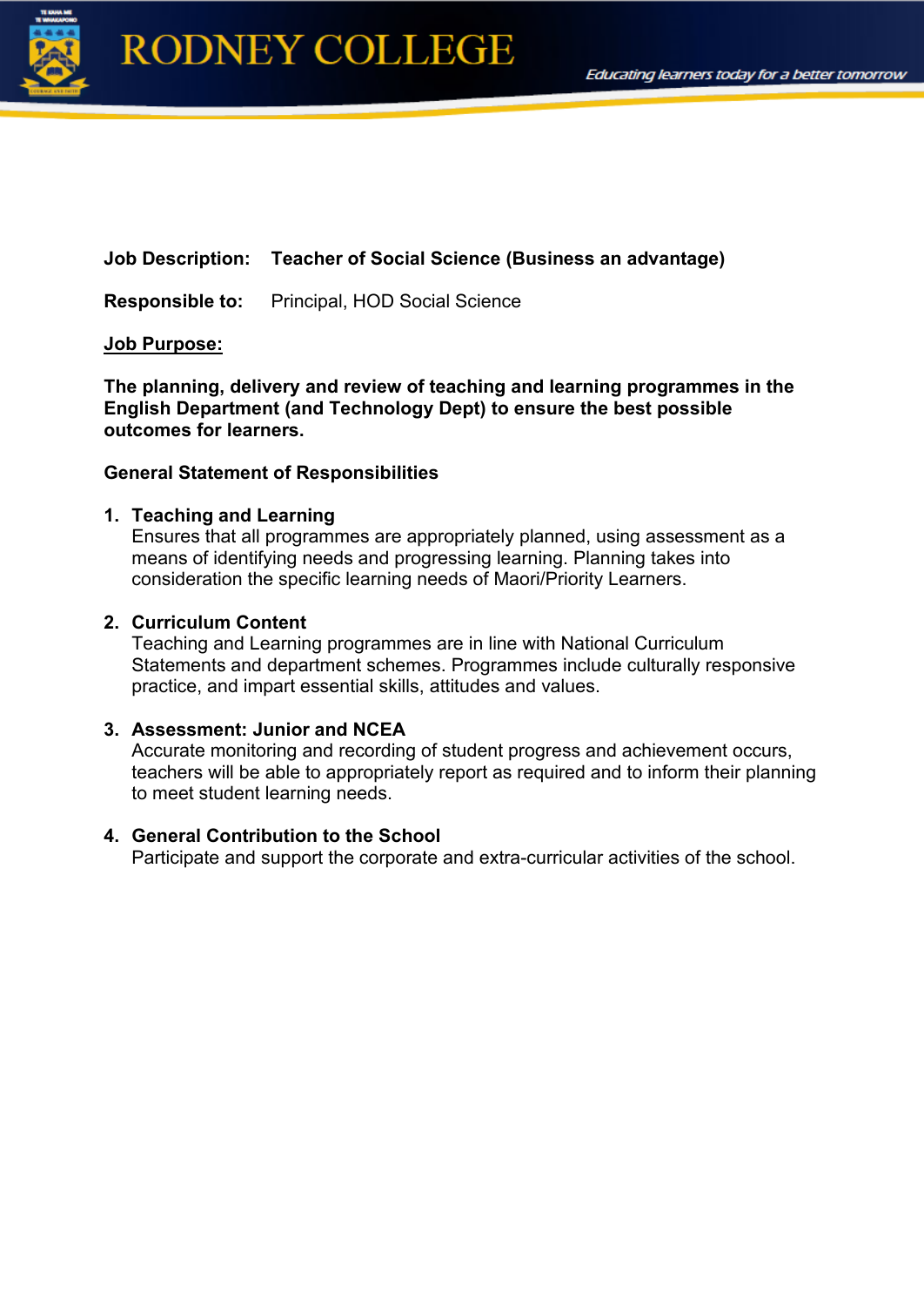**Job Description:** **Teacher of Social Science (Business an advantage)**

**Responsible to:** Principal, HOD Social Science

**Job Purpose:**

**The planning, delivery and review of teaching and learning programmes in the English Department (and Technology Dept) to ensure the best possible outcomes for learners.**

**General Statement of Responsibilities**

1. **Teaching and Learning**
   Ensures that all programmes are appropriately planned, using assessment as a means of identifying needs and progressing learning. Planning takes into consideration the specific learning needs of Maori/Priority Learners.

2. **Curriculum Content**
   Teaching and Learning programmes are in line with National Curriculum Statements and department schemes. Programmes include culturally responsive practice, and impart essential skills, attitudes and values.

3. **Assessment: Junior and NCEA**
   Accurate monitoring and recording of student progress and achievement occurs, teachers will be able to appropriately report as required and to inform their planning to meet student learning needs.

4. **General Contribution to the School**
   Participate and support the corporate and extra-curricular activities of the school.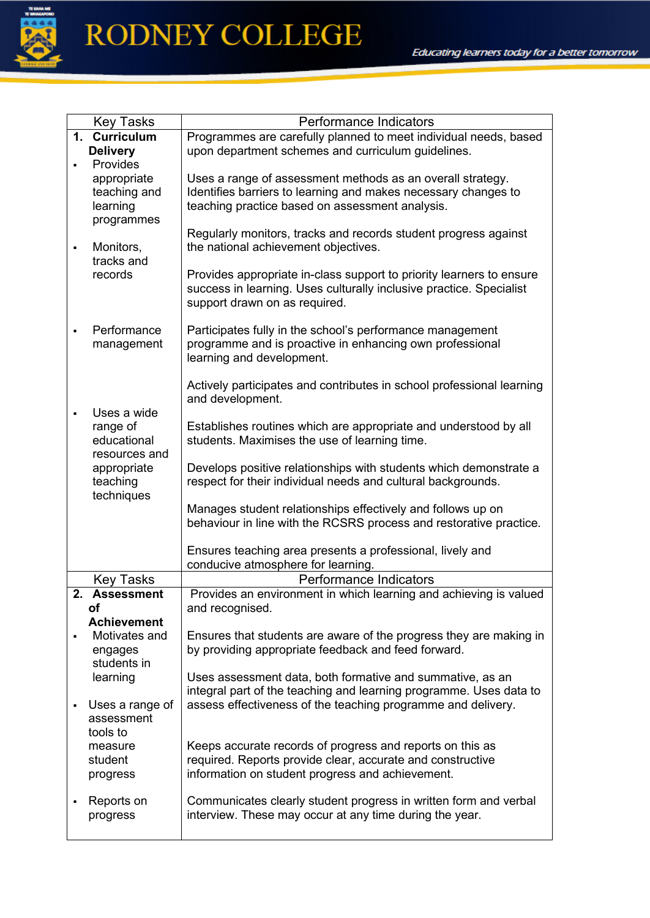| Key Tasks | Performance Indicators |
|---|---|
| **1. Curriculum Delivery**<br>▪ Provides appropriate teaching and learning programmes<br><br>▪ Monitors, tracks and records<br><br>▪ Performance management<br><br>▪ Uses a wide range of educational resources and appropriate teaching techniques | Programmes are carefully planned to meet individual needs, based upon department schemes and curriculum guidelines.<br><br>Uses a range of assessment methods as an overall strategy. Identifies barriers to learning and makes necessary changes to teaching practice based on assessment analysis.<br><br>Regularly monitors, tracks and records student progress against the national achievement objectives.<br><br>Provides appropriate in-class support to priority learners to ensure success in learning. Uses culturally inclusive practice. Specialist support drawn on as required.<br><br>Participates fully in the school's performance management programme and is proactive in enhancing own professional learning and development.<br><br>Actively participates and contributes in school professional learning and development.<br><br>Establishes routines which are appropriate and understood by all students. Maximises the use of learning time.<br><br>Develops positive relationships with students which demonstrate a respect for their individual needs and cultural backgrounds.<br><br>Manages student relationships effectively and follows up on behaviour in line with the RCSRS process and restorative practice.<br><br>Ensures teaching area presents a professional, lively and conducive atmosphere for learning. |
| **Key Tasks** | **Performance Indicators** |
| **2. Assessment of Achievement**<br>▪ Motivates and engages students in learning<br><br>▪ Uses a range of assessment tools to measure student progress<br><br>▪ Reports on progress | Provides an environment in which learning and achieving is valued and recognised.<br><br>Ensures that students are aware of the progress they are making in by providing appropriate feedback and feed forward.<br><br>Uses assessment data, both formative and summative, as an integral part of the teaching and learning programme. Uses data to assess effectiveness of the teaching programme and delivery.<br><br>Keeps accurate records of progress and reports on this as required. Reports provide clear, accurate and constructive information on student progress and achievement.<br><br>Communicates clearly student progress in written form and verbal interview. These may occur at any time during the year. |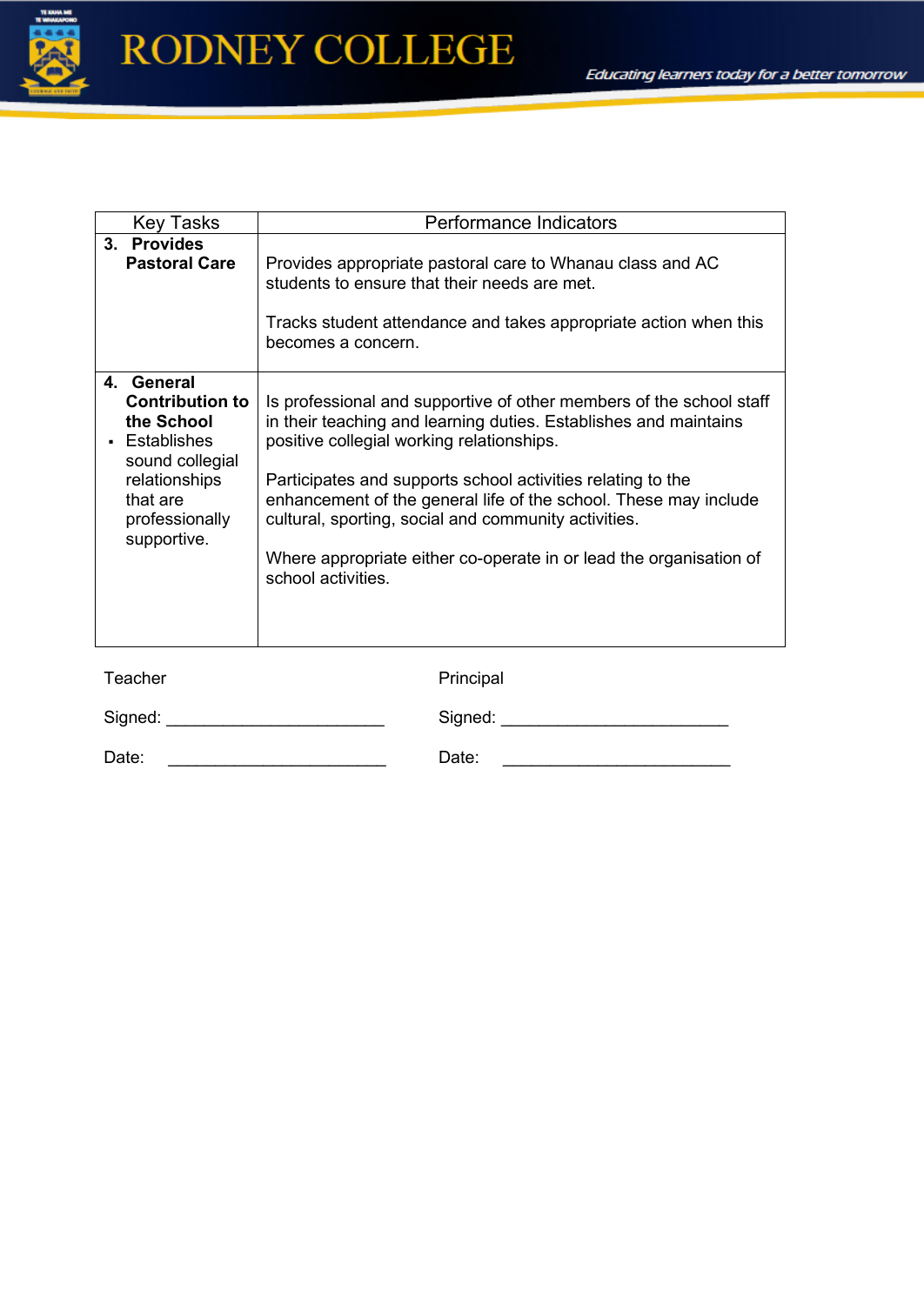| Key Tasks | Performance Indicators |
|---|---|
| **3. Provides Pastoral Care** | Provides appropriate pastoral care to Whanau class and AC students to ensure that their needs are met.<br><br>Tracks student attendance and takes appropriate action when this becomes a concern. |
| **4. General Contribution to the School**<br>▪ Establishes sound collegial relationships that are professionally supportive. | Is professional and supportive of other members of the school staff in their teaching and learning duties. Establishes and maintains positive collegial working relationships.<br><br>Participates and supports school activities relating to the enhancement of the general life of the school. These may include cultural, sporting, social and community activities.<br><br>Where appropriate either co-operate in or lead the organisation of school activities. |

Teacher

Signed: ________________________

Date: ________________________

Principal

Signed: ________________________

Date: ________________________